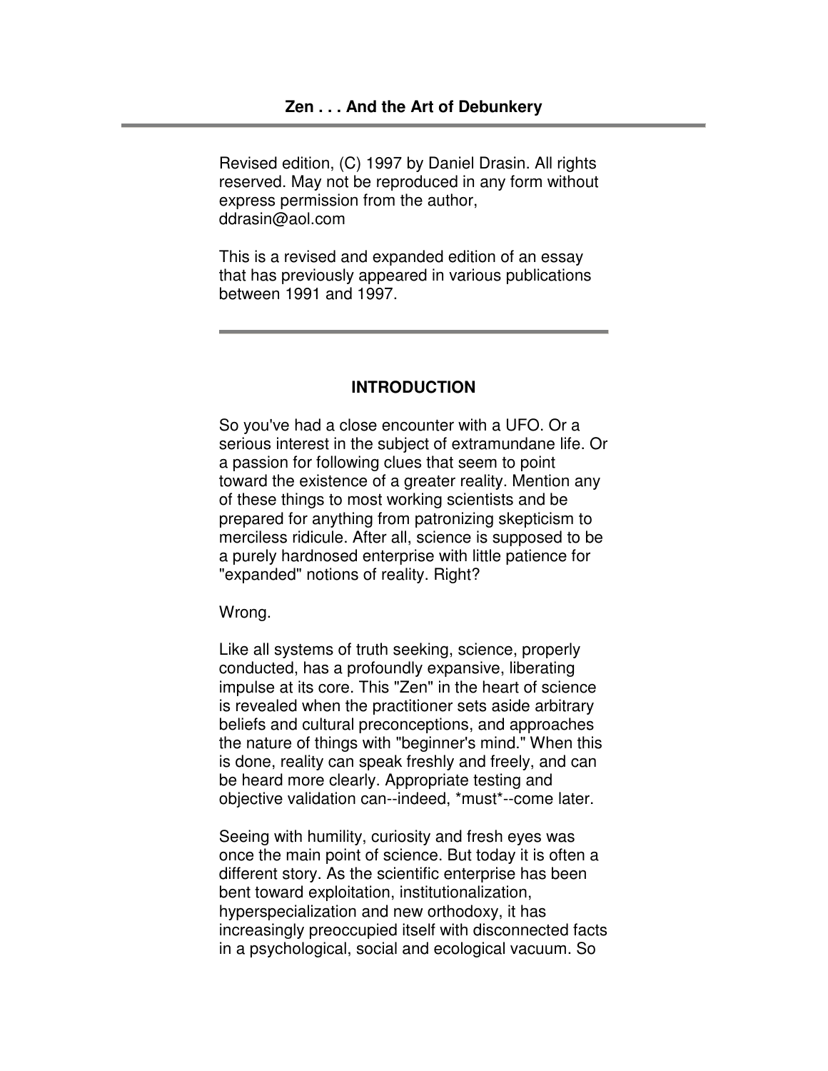# Zen . . . And the Art of Debunkery

Revised edition, (C) 1997 by Daniel Drasin. All rights reserved. May not be reproduced in any form without express permission from the author, ddrasin@aol.com

This is a revised and expanded edition of an essay that has previously appeared in various publications between 1991 and 1997.

---

## INTRODUCTION

So you've had a close encounter with a UFO. Or a serious interest in the subject of extramundane life. Or a passion for following clues that seem to point toward the existence of a greater reality. Mention any of these things to most working scientists and be prepared for anything from patronizing skepticism to merciless ridicule. After all, science is supposed to be a purely hardnosed enterprise with little patience for "expanded" notions of reality. Right?

Wrong.

Like all systems of truth seeking, science, properly conducted, has a profoundly expansive, liberating impulse at its core. This "Zen" in the heart of science is revealed when the practitioner sets aside arbitrary beliefs and cultural preconceptions, and approaches the nature of things with "beginner's mind." When this is done, reality can speak freshly and freely, and can be heard more clearly. Appropriate testing and objective validation can--indeed, *must*--come later.

Seeing with humility, curiosity and fresh eyes was once the main point of science. But today it is often a different story. As the scientific enterprise has been bent toward exploitation, institutionalization, hyperspecialization and new orthodoxy, it has increasingly preoccupied itself with disconnected facts in a psychological, social and ecological vacuum. So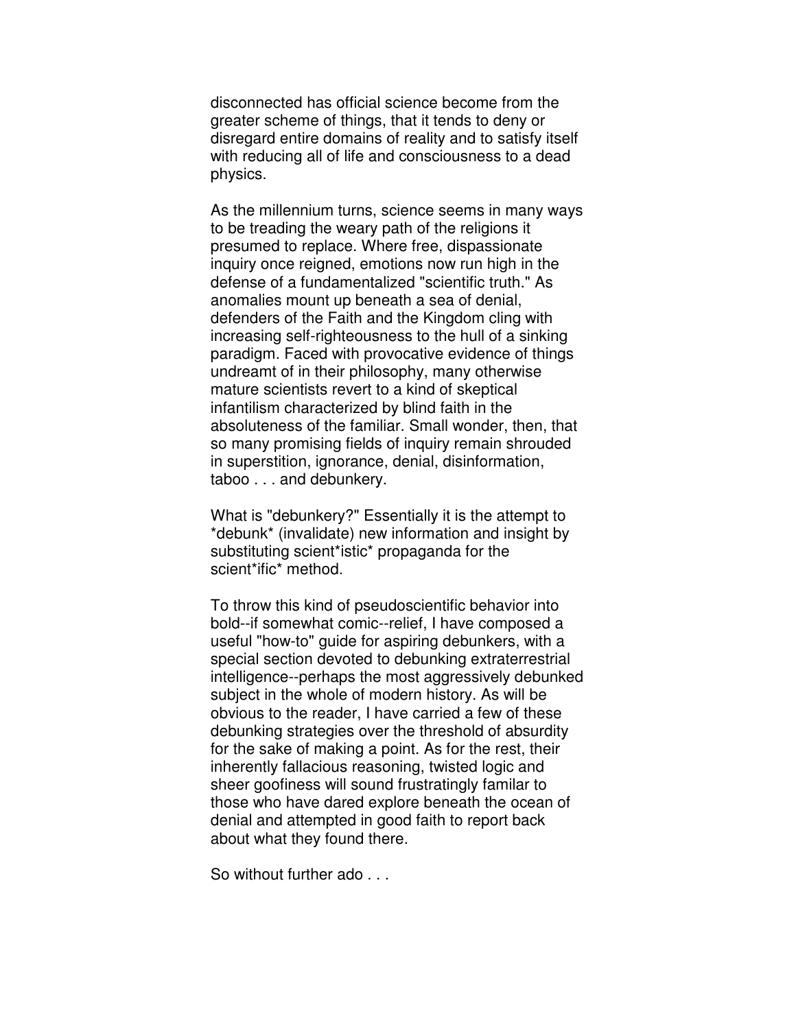disconnected has official science become from the greater scheme of things, that it tends to deny or disregard entire domains of reality and to satisfy itself with reducing all of life and consciousness to a dead physics.

As the millennium turns, science seems in many ways to be treading the weary path of the religions it presumed to replace. Where free, dispassionate inquiry once reigned, emotions now run high in the defense of a fundamentalized "scientific truth." As anomalies mount up beneath a sea of denial, defenders of the Faith and the Kingdom cling with increasing self-righteousness to the hull of a sinking paradigm. Faced with provocative evidence of things undreamt of in their philosophy, many otherwise mature scientists revert to a kind of skeptical infantilism characterized by blind faith in the absoluteness of the familiar. Small wonder, then, that so many promising fields of inquiry remain shrouded in superstition, ignorance, denial, disinformation, taboo . . . and debunkery.

What is "debunkery?" Essentially it is the attempt to *debunk* (invalidate) new information and insight by substituting scient*istic* propaganda for the scient*ific* method.

To throw this kind of pseudoscientific behavior into bold--if somewhat comic--relief, I have composed a useful "how-to" guide for aspiring debunkers, with a special section devoted to debunking extraterrestrial intelligence--perhaps the most aggressively debunked subject in the whole of modern history. As will be obvious to the reader, I have carried a few of these debunking strategies over the threshold of absurdity for the sake of making a point. As for the rest, their inherently fallacious reasoning, twisted logic and sheer goofiness will sound frustratingly familar to those who have dared explore beneath the ocean of denial and attempted in good faith to report back about what they found there.

So without further ado . . .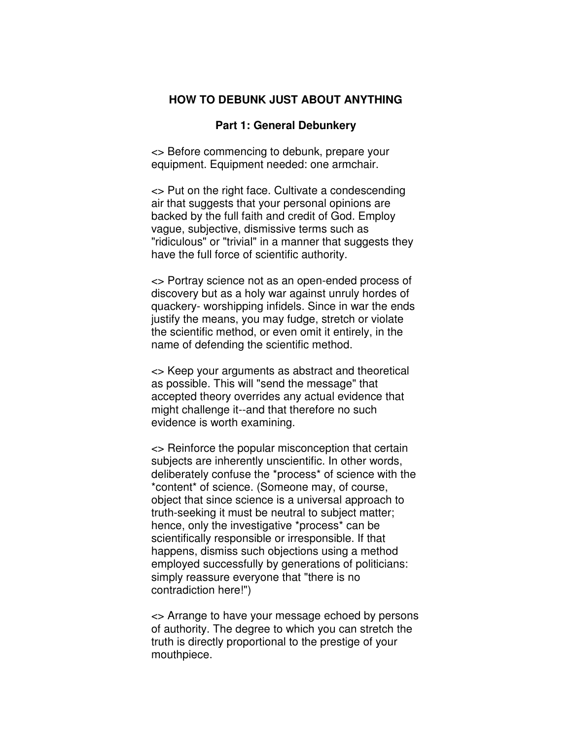# HOW TO DEBUNK JUST ABOUT ANYTHING

## Part 1: General Debunkery

<> Before commencing to debunk, prepare your equipment. Equipment needed: one armchair.

<> Put on the right face. Cultivate a condescending air that suggests that your personal opinions are backed by the full faith and credit of God. Employ vague, subjective, dismissive terms such as "ridiculous" or "trivial" in a manner that suggests they have the full force of scientific authority.

<> Portray science not as an open-ended process of discovery but as a holy war against unruly hordes of quackery- worshipping infidels. Since in war the ends justify the means, you may fudge, stretch or violate the scientific method, or even omit it entirely, in the name of defending the scientific method.

<> Keep your arguments as abstract and theoretical as possible. This will "send the message" that accepted theory overrides any actual evidence that might challenge it--and that therefore no such evidence is worth examining.

<> Reinforce the popular misconception that certain subjects are inherently unscientific. In other words, deliberately confuse the *process* of science with the *content* of science. (Someone may, of course, object that since science is a universal approach to truth-seeking it must be neutral to subject matter; hence, only the investigative *process* can be scientifically responsible or irresponsible. If that happens, dismiss such objections using a method employed successfully by generations of politicians: simply reassure everyone that "there is no contradiction here!")

<> Arrange to have your message echoed by persons of authority. The degree to which you can stretch the truth is directly proportional to the prestige of your mouthpiece.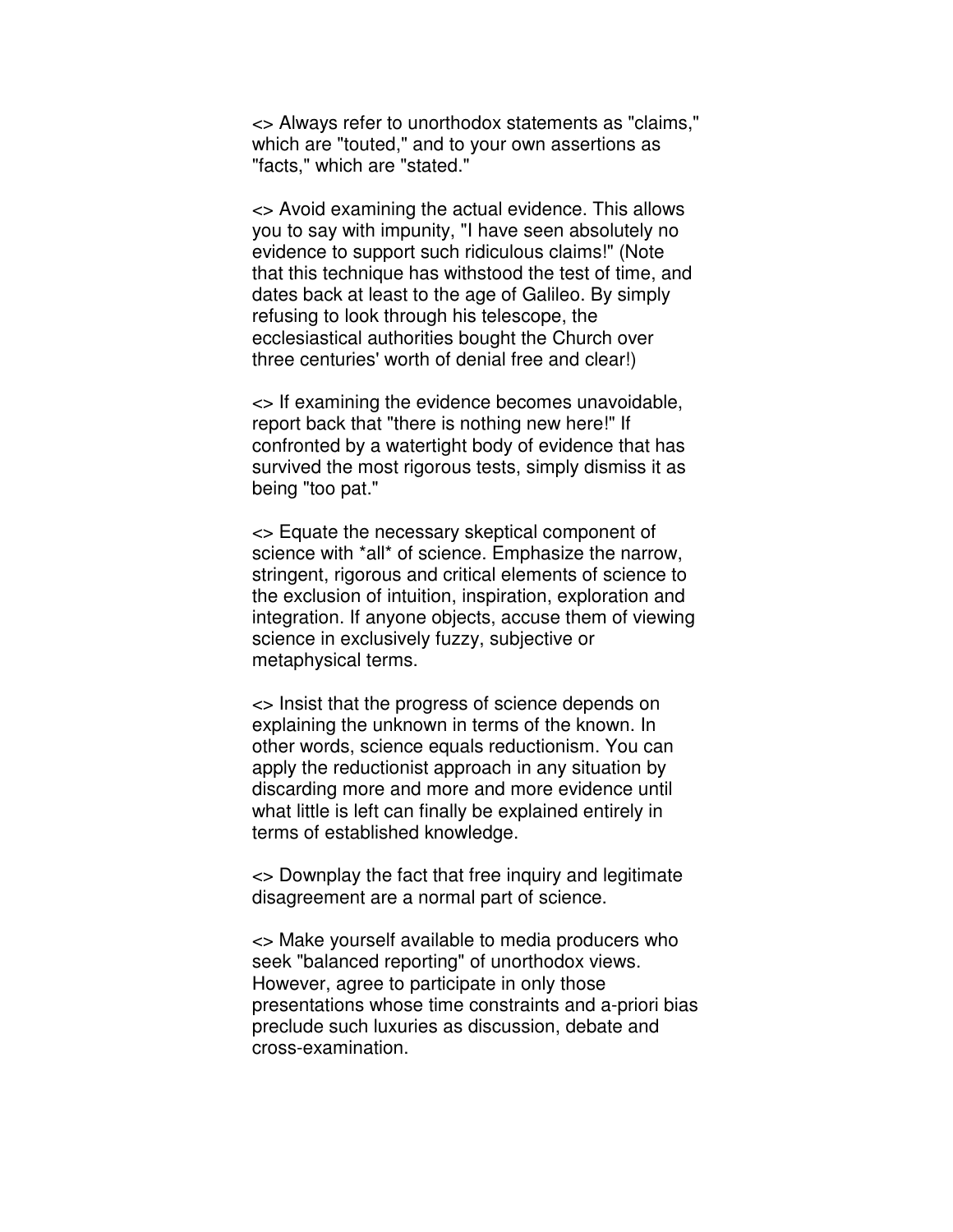<> Always refer to unorthodox statements as "claims," which are "touted," and to your own assertions as "facts," which are "stated."

<> Avoid examining the actual evidence. This allows you to say with impunity, "I have seen absolutely no evidence to support such ridiculous claims!" (Note that this technique has withstood the test of time, and dates back at least to the age of Galileo. By simply refusing to look through his telescope, the ecclesiastical authorities bought the Church over three centuries' worth of denial free and clear!)

<> If examining the evidence becomes unavoidable, report back that "there is nothing new here!" If confronted by a watertight body of evidence that has survived the most rigorous tests, simply dismiss it as being "too pat."

<> Equate the necessary skeptical component of science with *all* of science. Emphasize the narrow, stringent, rigorous and critical elements of science to the exclusion of intuition, inspiration, exploration and integration. If anyone objects, accuse them of viewing science in exclusively fuzzy, subjective or metaphysical terms.

<> Insist that the progress of science depends on explaining the unknown in terms of the known. In other words, science equals reductionism. You can apply the reductionist approach in any situation by discarding more and more and more evidence until what little is left can finally be explained entirely in terms of established knowledge.

<> Downplay the fact that free inquiry and legitimate disagreement are a normal part of science.

<> Make yourself available to media producers who seek "balanced reporting" of unorthodox views. However, agree to participate in only those presentations whose time constraints and a-priori bias preclude such luxuries as discussion, debate and cross-examination.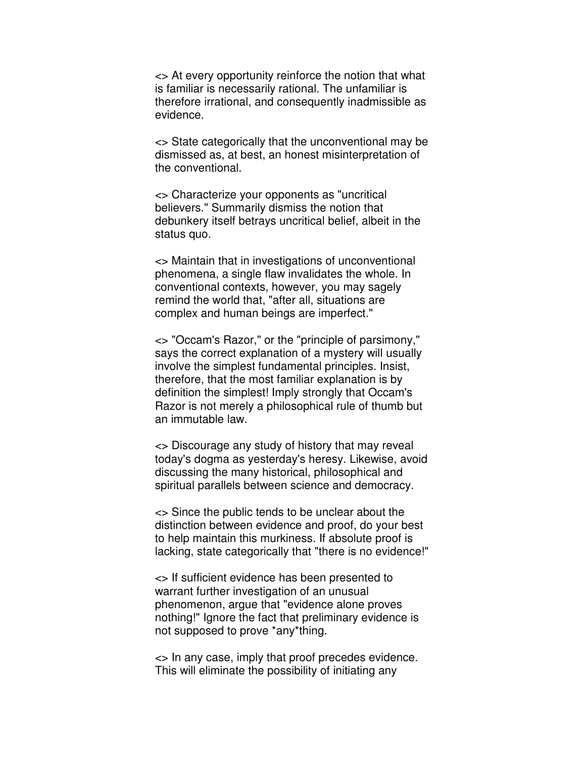<> At every opportunity reinforce the notion that what is familiar is necessarily rational. The unfamiliar is therefore irrational, and consequently inadmissible as evidence.

<> State categorically that the unconventional may be dismissed as, at best, an honest misinterpretation of the conventional.

<> Characterize your opponents as "uncritical believers." Summarily dismiss the notion that debunkery itself betrays uncritical belief, albeit in the status quo.

<> Maintain that in investigations of unconventional phenomena, a single flaw invalidates the whole. In conventional contexts, however, you may sagely remind the world that, "after all, situations are complex and human beings are imperfect."

<> "Occam's Razor," or the "principle of parsimony," says the correct explanation of a mystery will usually involve the simplest fundamental principles. Insist, therefore, that the most familiar explanation is by definition the simplest! Imply strongly that Occam's Razor is not merely a philosophical rule of thumb but an immutable law.

<> Discourage any study of history that may reveal today's dogma as yesterday's heresy. Likewise, avoid discussing the many historical, philosophical and spiritual parallels between science and democracy.

<> Since the public tends to be unclear about the distinction between evidence and proof, do your best to help maintain this murkiness. If absolute proof is lacking, state categorically that "there is no evidence!"

<> If sufficient evidence has been presented to warrant further investigation of an unusual phenomenon, argue that "evidence alone proves nothing!" Ignore the fact that preliminary evidence is not supposed to prove *any*thing.

<> In any case, imply that proof precedes evidence. This will eliminate the possibility of initiating any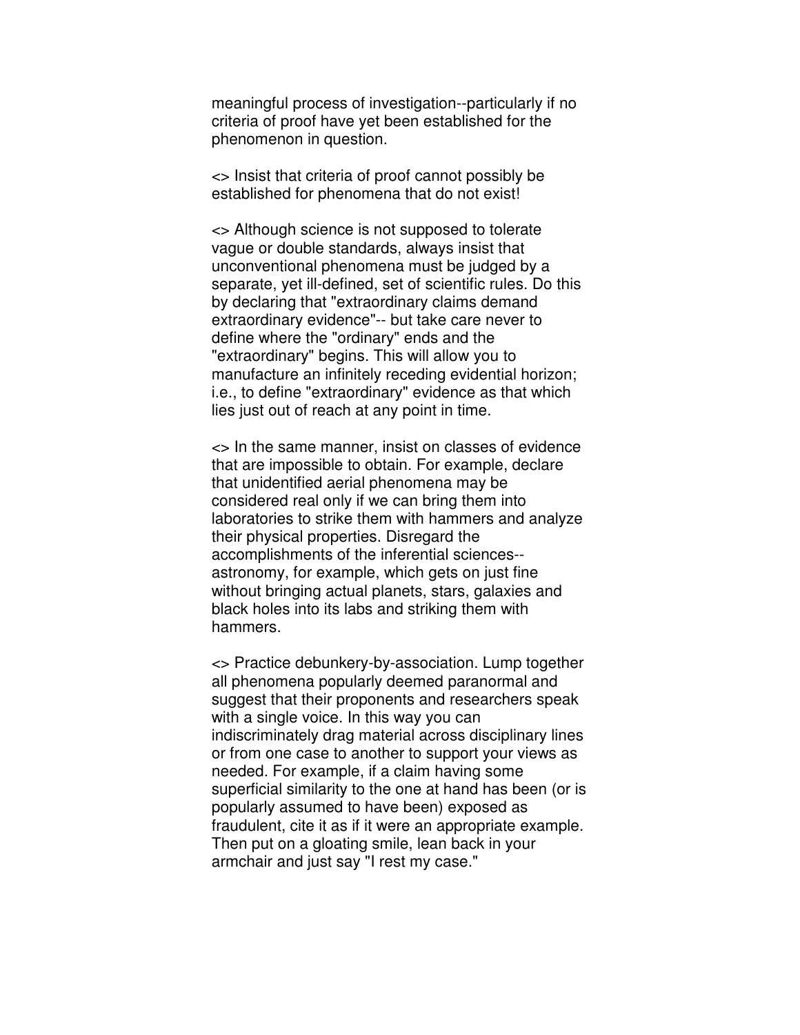meaningful process of investigation--particularly if no criteria of proof have yet been established for the phenomenon in question.

<> Insist that criteria of proof cannot possibly be established for phenomena that do not exist!

<> Although science is not supposed to tolerate vague or double standards, always insist that unconventional phenomena must be judged by a separate, yet ill-defined, set of scientific rules. Do this by declaring that "extraordinary claims demand extraordinary evidence"-- but take care never to define where the "ordinary" ends and the "extraordinary" begins. This will allow you to manufacture an infinitely receding evidential horizon; i.e., to define "extraordinary" evidence as that which lies just out of reach at any point in time.

<> In the same manner, insist on classes of evidence that are impossible to obtain. For example, declare that unidentified aerial phenomena may be considered real only if we can bring them into laboratories to strike them with hammers and analyze their physical properties. Disregard the accomplishments of the inferential sciences-- astronomy, for example, which gets on just fine without bringing actual planets, stars, galaxies and black holes into its labs and striking them with hammers.

<> Practice debunkery-by-association. Lump together all phenomena popularly deemed paranormal and suggest that their proponents and researchers speak with a single voice. In this way you can indiscriminately drag material across disciplinary lines or from one case to another to support your views as needed. For example, if a claim having some superficial similarity to the one at hand has been (or is popularly assumed to have been) exposed as fraudulent, cite it as if it were an appropriate example. Then put on a gloating smile, lean back in your armchair and just say "I rest my case."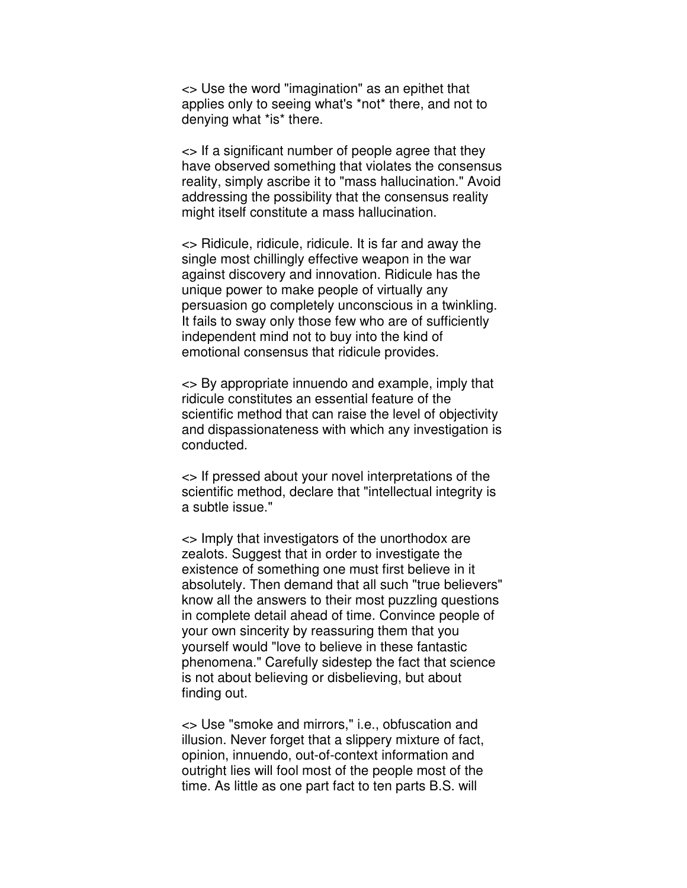<> Use the word "imagination" as an epithet that applies only to seeing what's *not* there, and not to denying what *is* there.

<> If a significant number of people agree that they have observed something that violates the consensus reality, simply ascribe it to "mass hallucination." Avoid addressing the possibility that the consensus reality might itself constitute a mass hallucination.

<> Ridicule, ridicule, ridicule. It is far and away the single most chillingly effective weapon in the war against discovery and innovation. Ridicule has the unique power to make people of virtually any persuasion go completely unconscious in a twinkling. It fails to sway only those few who are of sufficiently independent mind not to buy into the kind of emotional consensus that ridicule provides.

<> By appropriate innuendo and example, imply that ridicule constitutes an essential feature of the scientific method that can raise the level of objectivity and dispassionateness with which any investigation is conducted.

<> If pressed about your novel interpretations of the scientific method, declare that "intellectual integrity is a subtle issue."

<> Imply that investigators of the unorthodox are zealots. Suggest that in order to investigate the existence of something one must first believe in it absolutely. Then demand that all such "true believers" know all the answers to their most puzzling questions in complete detail ahead of time. Convince people of your own sincerity by reassuring them that you yourself would "love to believe in these fantastic phenomena." Carefully sidestep the fact that science is not about believing or disbelieving, but about finding out.

<> Use "smoke and mirrors," i.e., obfuscation and illusion. Never forget that a slippery mixture of fact, opinion, innuendo, out-of-context information and outright lies will fool most of the people most of the time. As little as one part fact to ten parts B.S. will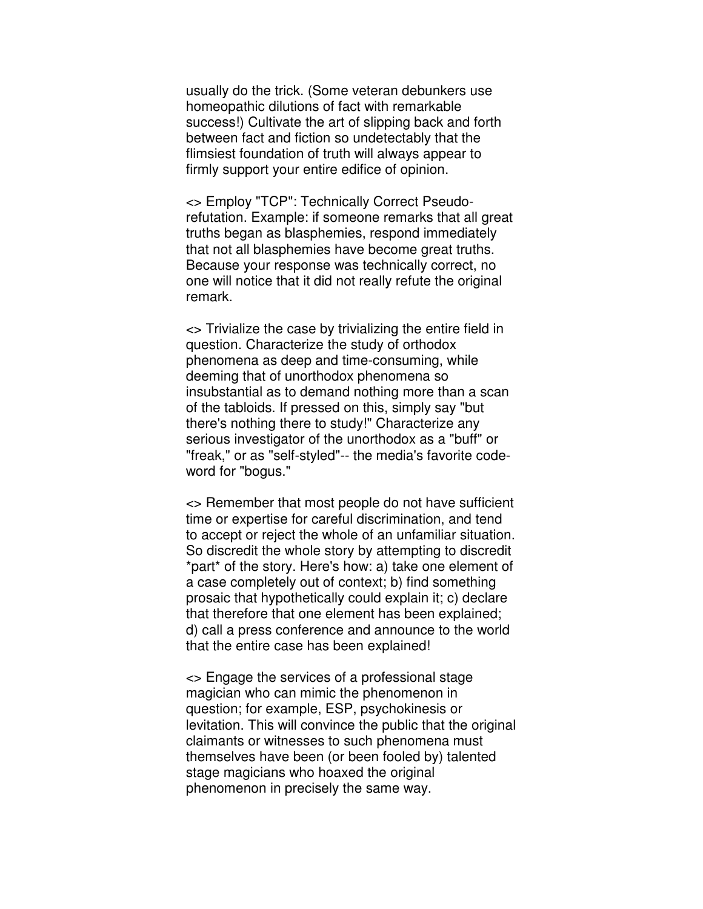usually do the trick. (Some veteran debunkers use homeopathic dilutions of fact with remarkable success!) Cultivate the art of slipping back and forth between fact and fiction so undetectably that the flimsiest foundation of truth will always appear to firmly support your entire edifice of opinion.

<> Employ "TCP": Technically Correct Pseudo-refutation. Example: if someone remarks that all great truths began as blasphemies, respond immediately that not all blasphemies have become great truths. Because your response was technically correct, no one will notice that it did not really refute the original remark.

<> Trivialize the case by trivializing the entire field in question. Characterize the study of orthodox phenomena as deep and time-consuming, while deeming that of unorthodox phenomena so insubstantial as to demand nothing more than a scan of the tabloids. If pressed on this, simply say "but there's nothing there to study!" Characterize any serious investigator of the unorthodox as a "buff" or "freak," or as "self-styled"-- the media's favorite code-word for "bogus."

<> Remember that most people do not have sufficient time or expertise for careful discrimination, and tend to accept or reject the whole of an unfamiliar situation. So discredit the whole story by attempting to discredit *part* of the story. Here's how: a) take one element of a case completely out of context; b) find something prosaic that hypothetically could explain it; c) declare that therefore that one element has been explained; d) call a press conference and announce to the world that the entire case has been explained!

<> Engage the services of a professional stage magician who can mimic the phenomenon in question; for example, ESP, psychokinesis or levitation. This will convince the public that the original claimants or witnesses to such phenomena must themselves have been (or been fooled by) talented stage magicians who hoaxed the original phenomenon in precisely the same way.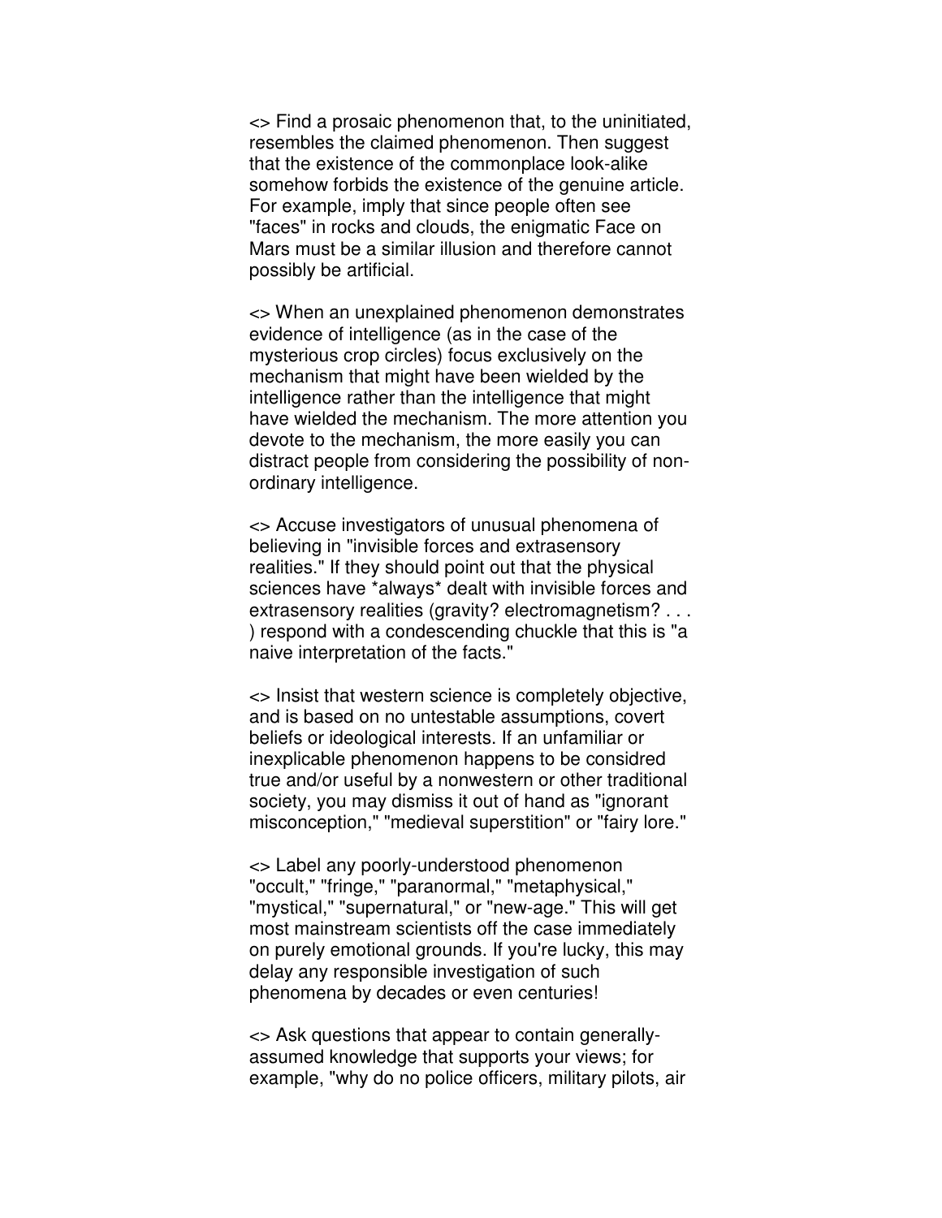<> Find a prosaic phenomenon that, to the uninitiated, resembles the claimed phenomenon. Then suggest that the existence of the commonplace look-alike somehow forbids the existence of the genuine article. For example, imply that since people often see "faces" in rocks and clouds, the enigmatic Face on Mars must be a similar illusion and therefore cannot possibly be artificial.

<> When an unexplained phenomenon demonstrates evidence of intelligence (as in the case of the mysterious crop circles) focus exclusively on the mechanism that might have been wielded by the intelligence rather than the intelligence that might have wielded the mechanism. The more attention you devote to the mechanism, the more easily you can distract people from considering the possibility of non-ordinary intelligence.

<> Accuse investigators of unusual phenomena of believing in "invisible forces and extrasensory realities." If they should point out that the physical sciences have *always* dealt with invisible forces and extrasensory realities (gravity? electromagnetism? . . . ) respond with a condescending chuckle that this is "a naive interpretation of the facts."

<> Insist that western science is completely objective, and is based on no untestable assumptions, covert beliefs or ideological interests. If an unfamiliar or inexplicable phenomenon happens to be considred true and/or useful by a nonwestern or other traditional society, you may dismiss it out of hand as "ignorant misconception," "medieval superstition" or "fairy lore."

<> Label any poorly-understood phenomenon "occult," "fringe," "paranormal," "metaphysical," "mystical," "supernatural," or "new-age." This will get most mainstream scientists off the case immediately on purely emotional grounds. If you're lucky, this may delay any responsible investigation of such phenomena by decades or even centuries!

<> Ask questions that appear to contain generally-assumed knowledge that supports your views; for example, "why do no police officers, military pilots, air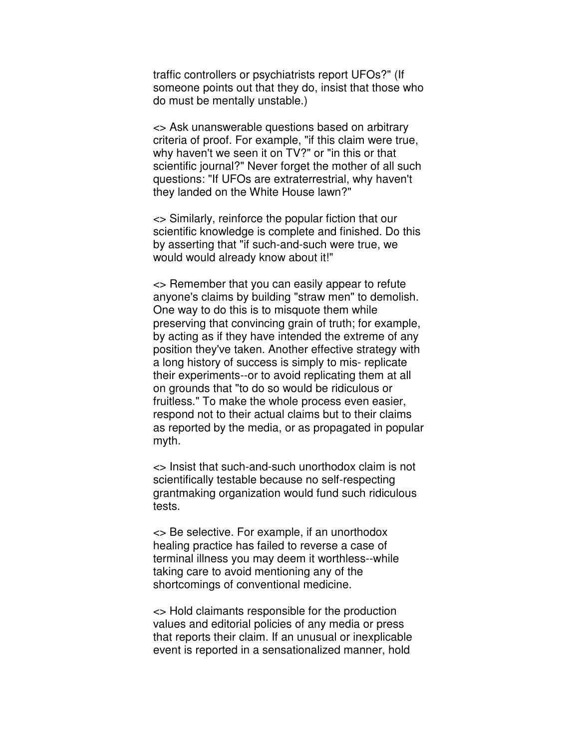traffic controllers or psychiatrists report UFOs?" (If someone points out that they do, insist that those who do must be mentally unstable.)

<> Ask unanswerable questions based on arbitrary criteria of proof. For example, "if this claim were true, why haven't we seen it on TV?" or "in this or that scientific journal?" Never forget the mother of all such questions: "If UFOs are extraterrestrial, why haven't they landed on the White House lawn?"

<> Similarly, reinforce the popular fiction that our scientific knowledge is complete and finished. Do this by asserting that "if such-and-such were true, we would would already know about it!"

<> Remember that you can easily appear to refute anyone's claims by building "straw men" to demolish. One way to do this is to misquote them while preserving that convincing grain of truth; for example, by acting as if they have intended the extreme of any position they've taken. Another effective strategy with a long history of success is simply to mis- replicate their experiments--or to avoid replicating them at all on grounds that "to do so would be ridiculous or fruitless." To make the whole process even easier, respond not to their actual claims but to their claims as reported by the media, or as propagated in popular myth.

<> Insist that such-and-such unorthodox claim is not scientifically testable because no self-respecting grantmaking organization would fund such ridiculous tests.

<> Be selective. For example, if an unorthodox healing practice has failed to reverse a case of terminal illness you may deem it worthless--while taking care to avoid mentioning any of the shortcomings of conventional medicine.

<> Hold claimants responsible for the production values and editorial policies of any media or press that reports their claim. If an unusual or inexplicable event is reported in a sensationalized manner, hold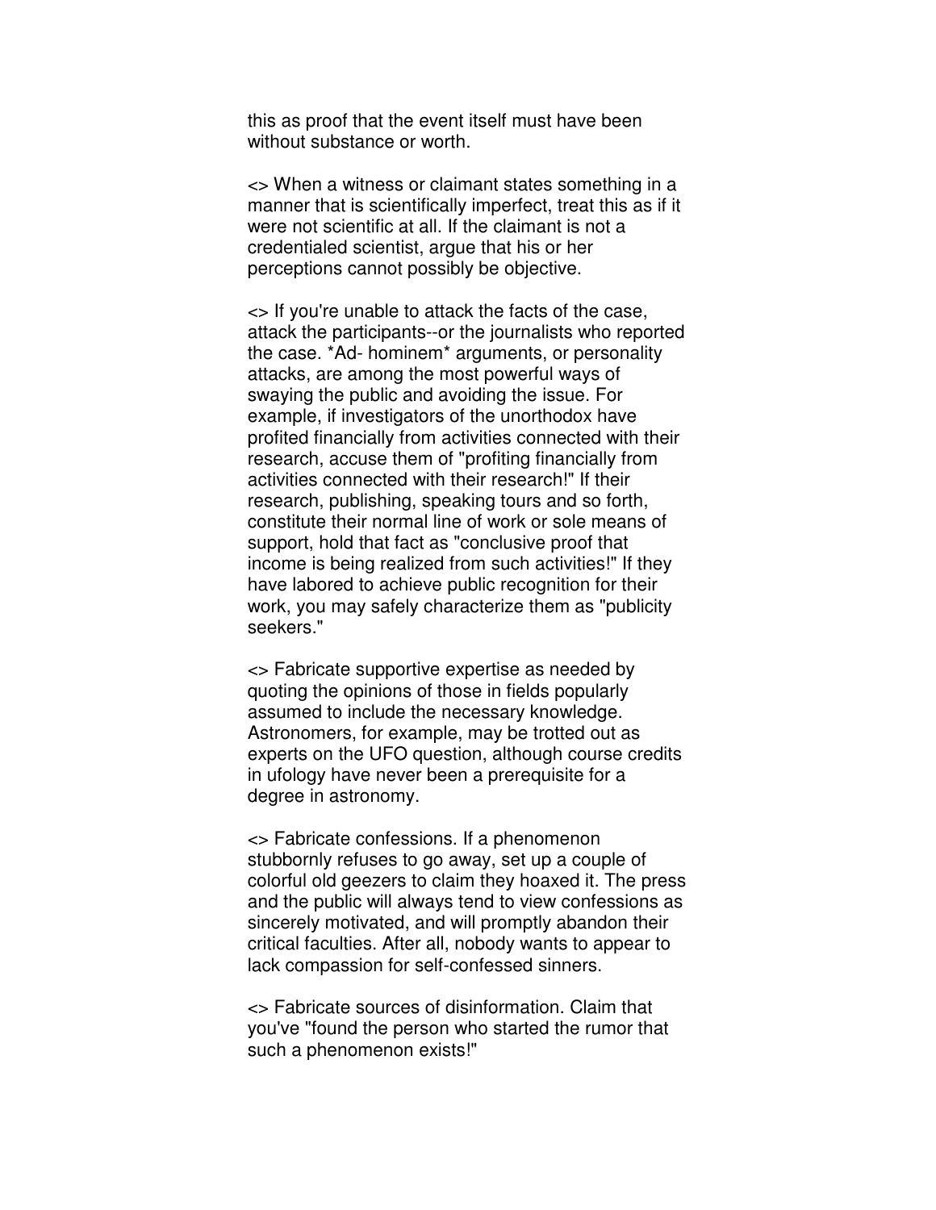this as proof that the event itself must have been without substance or worth.

<> When a witness or claimant states something in a manner that is scientifically imperfect, treat this as if it were not scientific at all. If the claimant is not a credentialed scientist, argue that his or her perceptions cannot possibly be objective.

<> If you're unable to attack the facts of the case, attack the participants--or the journalists who reported the case. *Ad- hominem* arguments, or personality attacks, are among the most powerful ways of swaying the public and avoiding the issue. For example, if investigators of the unorthodox have profited financially from activities connected with their research, accuse them of "profiting financially from activities connected with their research!" If their research, publishing, speaking tours and so forth, constitute their normal line of work or sole means of support, hold that fact as "conclusive proof that income is being realized from such activities!" If they have labored to achieve public recognition for their work, you may safely characterize them as "publicity seekers."

<> Fabricate supportive expertise as needed by quoting the opinions of those in fields popularly assumed to include the necessary knowledge. Astronomers, for example, may be trotted out as experts on the UFO question, although course credits in ufology have never been a prerequisite for a degree in astronomy.

<> Fabricate confessions. If a phenomenon stubbornly refuses to go away, set up a couple of colorful old geezers to claim they hoaxed it. The press and the public will always tend to view confessions as sincerely motivated, and will promptly abandon their critical faculties. After all, nobody wants to appear to lack compassion for self-confessed sinners.

<> Fabricate sources of disinformation. Claim that you've "found the person who started the rumor that such a phenomenon exists!"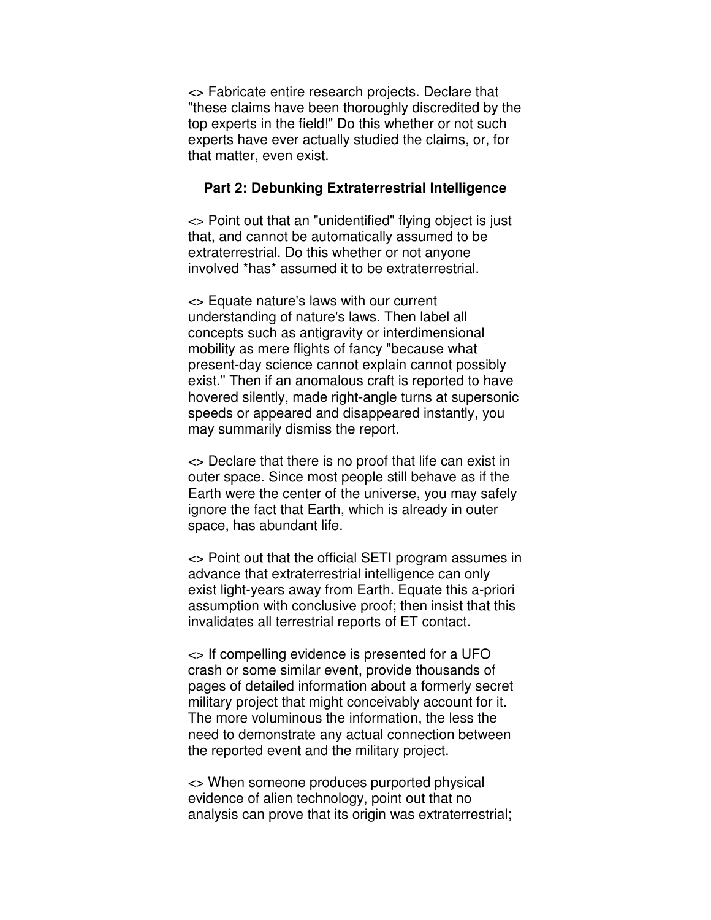<> Fabricate entire research projects. Declare that "these claims have been thoroughly discredited by the top experts in the field!" Do this whether or not such experts have ever actually studied the claims, or, for that matter, even exist.

**Part 2: Debunking Extraterrestrial Intelligence**

<> Point out that an "unidentified" flying object is just that, and cannot be automatically assumed to be extraterrestrial. Do this whether or not anyone involved *has* assumed it to be extraterrestrial.

<> Equate nature's laws with our current understanding of nature's laws. Then label all concepts such as antigravity or interdimensional mobility as mere flights of fancy "because what present-day science cannot explain cannot possibly exist." Then if an anomalous craft is reported to have hovered silently, made right-angle turns at supersonic speeds or appeared and disappeared instantly, you may summarily dismiss the report.

<> Declare that there is no proof that life can exist in outer space. Since most people still behave as if the Earth were the center of the universe, you may safely ignore the fact that Earth, which is already in outer space, has abundant life.

<> Point out that the official SETI program assumes in advance that extraterrestrial intelligence can only exist light-years away from Earth. Equate this a-priori assumption with conclusive proof; then insist that this invalidates all terrestrial reports of ET contact.

<> If compelling evidence is presented for a UFO crash or some similar event, provide thousands of pages of detailed information about a formerly secret military project that might conceivably account for it. The more voluminous the information, the less the need to demonstrate any actual connection between the reported event and the military project.

<> When someone produces purported physical evidence of alien technology, point out that no analysis can prove that its origin was extraterrestrial;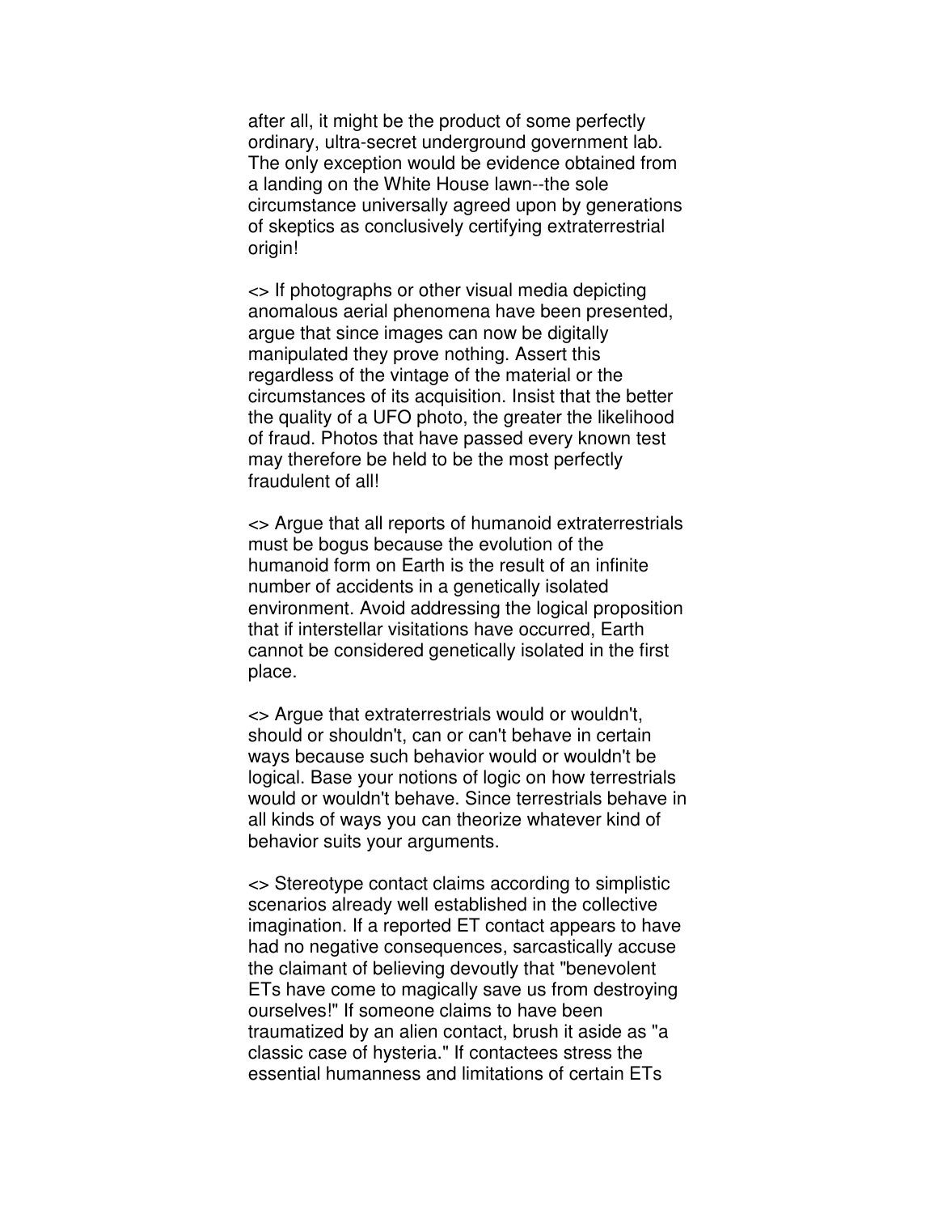after all, it might be the product of some perfectly ordinary, ultra-secret underground government lab. The only exception would be evidence obtained from a landing on the White House lawn--the sole circumstance universally agreed upon by generations of skeptics as conclusively certifying extraterrestrial origin!

<> If photographs or other visual media depicting anomalous aerial phenomena have been presented, argue that since images can now be digitally manipulated they prove nothing. Assert this regardless of the vintage of the material or the circumstances of its acquisition. Insist that the better the quality of a UFO photo, the greater the likelihood of fraud. Photos that have passed every known test may therefore be held to be the most perfectly fraudulent of all!

<> Argue that all reports of humanoid extraterrestrials must be bogus because the evolution of the humanoid form on Earth is the result of an infinite number of accidents in a genetically isolated environment. Avoid addressing the logical proposition that if interstellar visitations have occurred, Earth cannot be considered genetically isolated in the first place.

<> Argue that extraterrestrials would or wouldn't, should or shouldn't, can or can't behave in certain ways because such behavior would or wouldn't be logical. Base your notions of logic on how terrestrials would or wouldn't behave. Since terrestrials behave in all kinds of ways you can theorize whatever kind of behavior suits your arguments.

<> Stereotype contact claims according to simplistic scenarios already well established in the collective imagination. If a reported ET contact appears to have had no negative consequences, sarcastically accuse the claimant of believing devoutly that "benevolent ETs have come to magically save us from destroying ourselves!" If someone claims to have been traumatized by an alien contact, brush it aside as "a classic case of hysteria." If contactees stress the essential humanness and limitations of certain ETs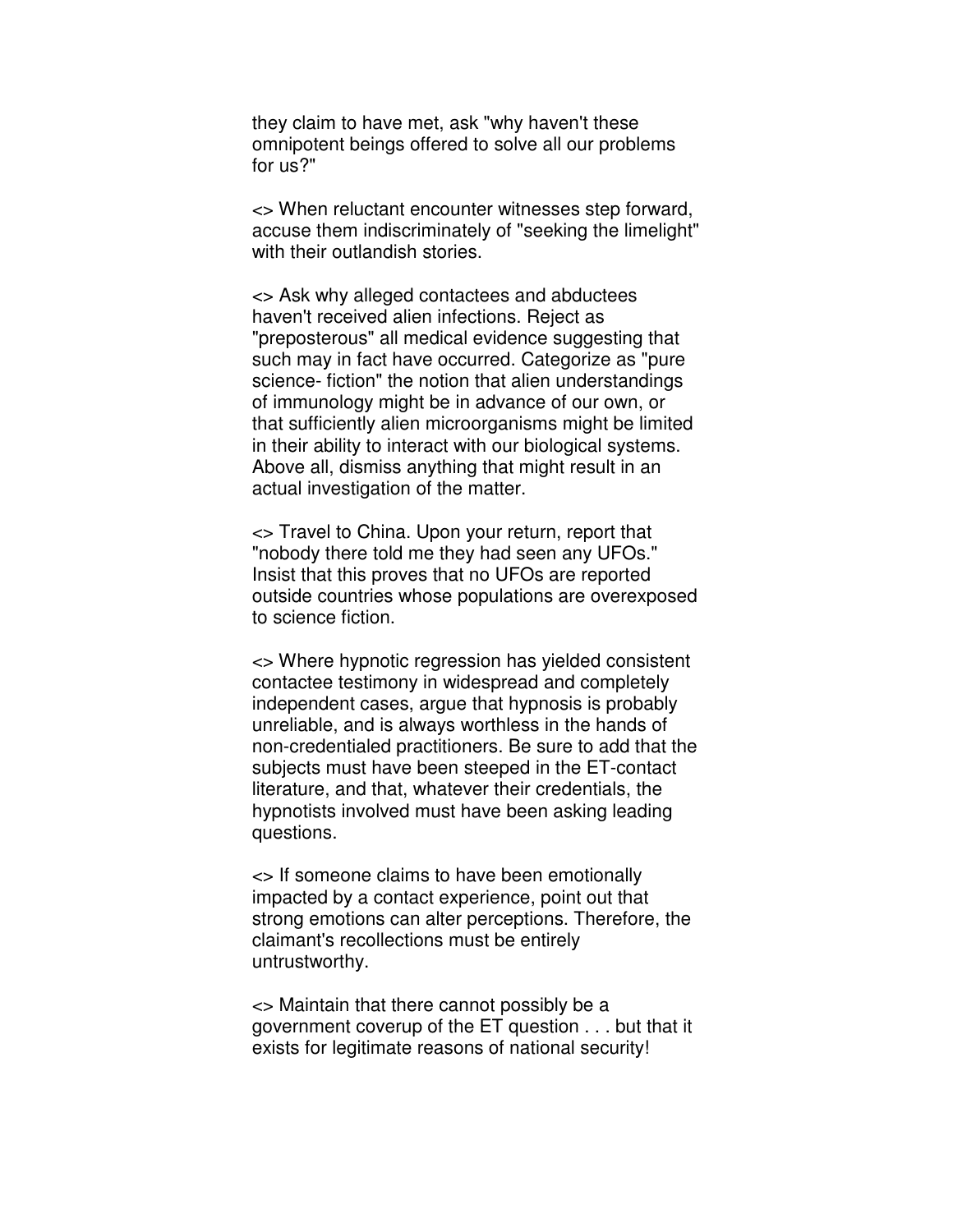they claim to have met, ask "why haven't these omnipotent beings offered to solve all our problems for us?"

<> When reluctant encounter witnesses step forward, accuse them indiscriminately of "seeking the limelight" with their outlandish stories.

<> Ask why alleged contactees and abductees haven't received alien infections. Reject as "preposterous" all medical evidence suggesting that such may in fact have occurred. Categorize as "pure science- fiction" the notion that alien understandings of immunology might be in advance of our own, or that sufficiently alien microorganisms might be limited in their ability to interact with our biological systems. Above all, dismiss anything that might result in an actual investigation of the matter.

<> Travel to China. Upon your return, report that "nobody there told me they had seen any UFOs." Insist that this proves that no UFOs are reported outside countries whose populations are overexposed to science fiction.

<> Where hypnotic regression has yielded consistent contactee testimony in widespread and completely independent cases, argue that hypnosis is probably unreliable, and is always worthless in the hands of non-credentialed practitioners. Be sure to add that the subjects must have been steeped in the ET-contact literature, and that, whatever their credentials, the hypnotists involved must have been asking leading questions.

<> If someone claims to have been emotionally impacted by a contact experience, point out that strong emotions can alter perceptions. Therefore, the claimant's recollections must be entirely untrustworthy.

<> Maintain that there cannot possibly be a government coverup of the ET question . . . but that it exists for legitimate reasons of national security!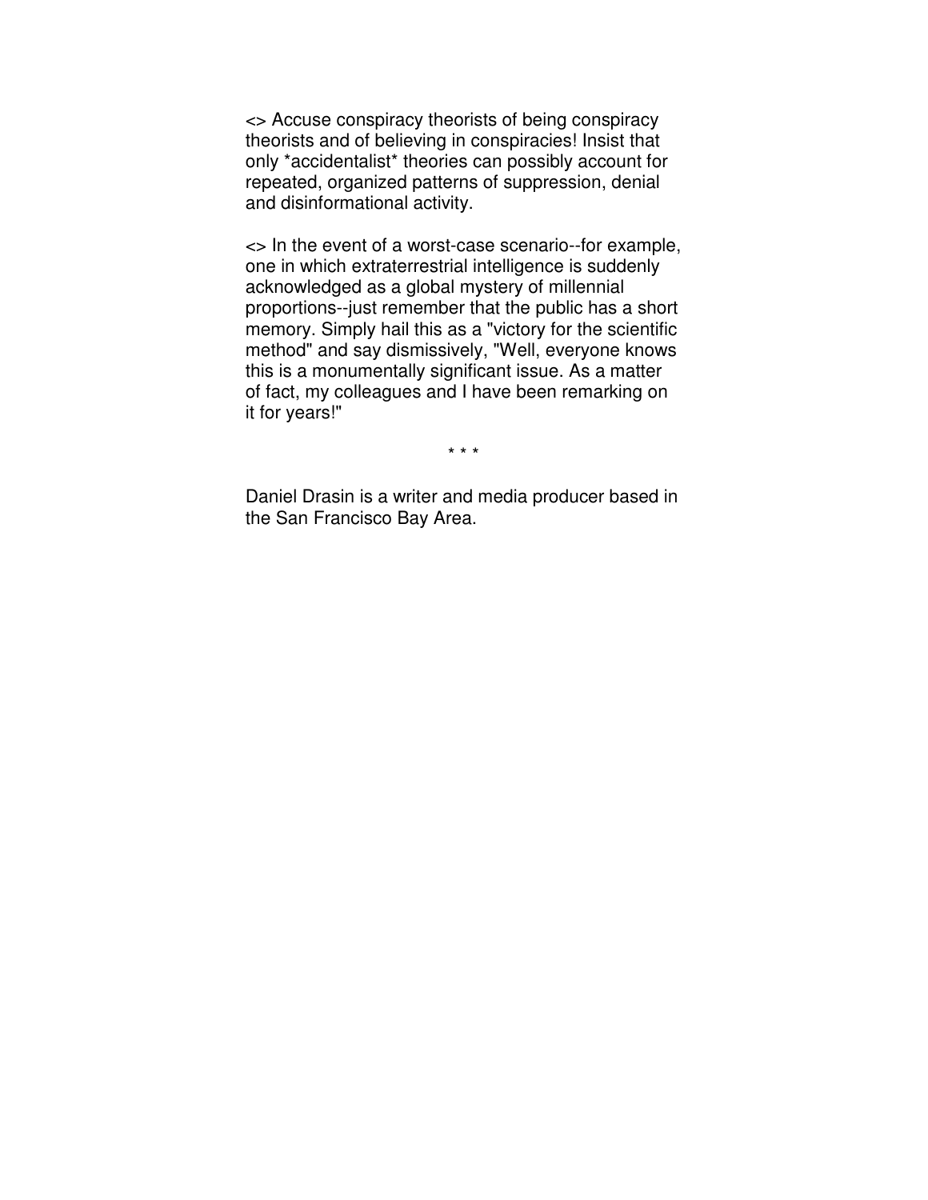<> Accuse conspiracy theorists of being conspiracy theorists and of believing in conspiracies! Insist that only *accidentalist* theories can possibly account for repeated, organized patterns of suppression, denial and disinformational activity.

<> In the event of a worst-case scenario--for example, one in which extraterrestrial intelligence is suddenly acknowledged as a global mystery of millennial proportions--just remember that the public has a short memory. Simply hail this as a "victory for the scientific method" and say dismissively, "Well, everyone knows this is a monumentally significant issue. As a matter of fact, my colleagues and I have been remarking on it for years!"

\* \* \*

Daniel Drasin is a writer and media producer based in the San Francisco Bay Area.